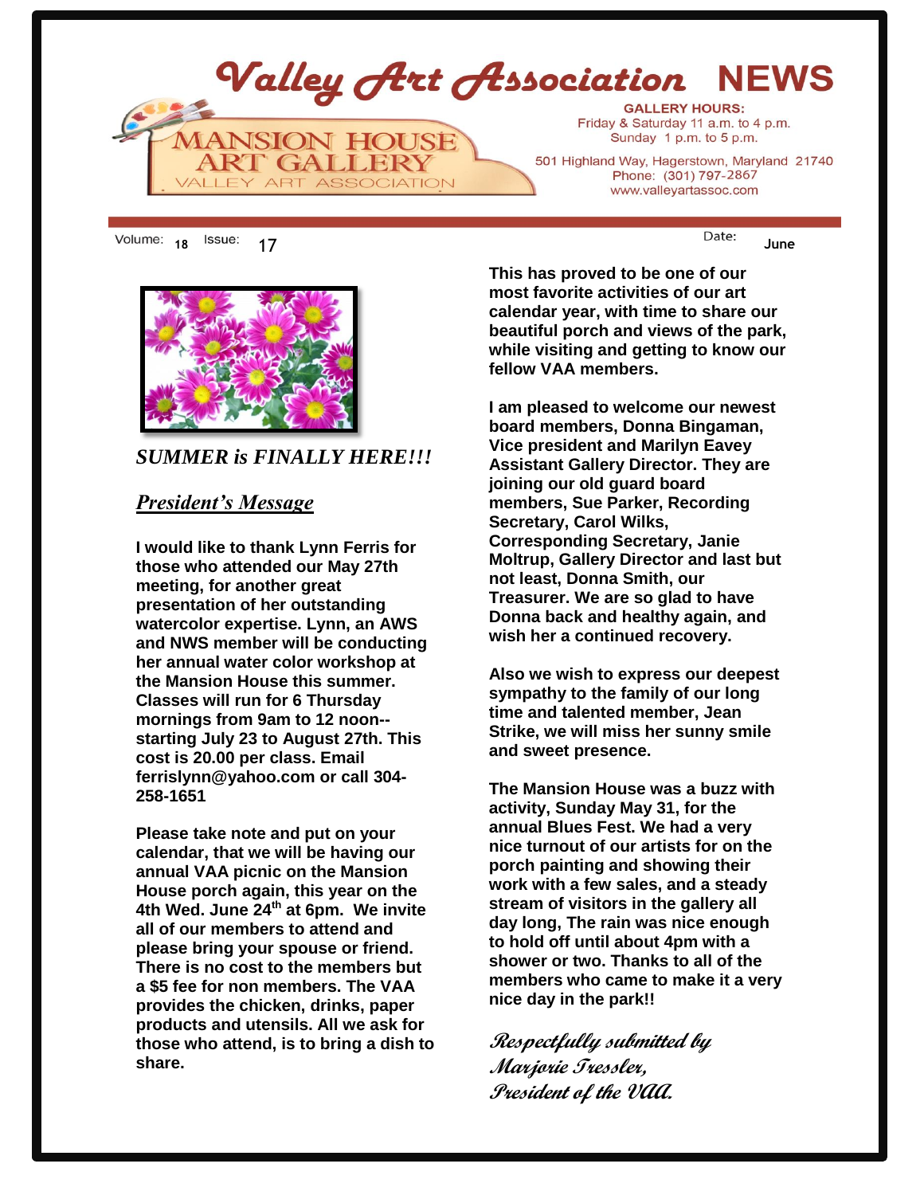# Valley Art Association NEWS

MANSION HOUSE ART GALLERY
VALLEY ART ASSOCIATION

**GALLERY HOURS:**
Friday & Saturday 11 a.m. to 4 p.m.
Sunday 1 p.m. to 5 p.m.

501 Highland Way, Hagerstown, Maryland 21740
Phone: (301) 797-2867
www.valleyartassoc.com

Volume: 18 Issue: 17 Date: June

***SUMMER is FINALLY HERE!!!***

## *President's Message*

**I would like to thank Lynn Ferris for those who attended our May 27th meeting, for another great presentation of her outstanding watercolor expertise. Lynn, an AWS and NWS member will be conducting her annual water color workshop at the Mansion House this summer. Classes will run for 6 Thursday mornings from 9am to 12 noon--starting July 23 to August 27th. This cost is 20.00 per class. Email ferrislynn@yahoo.com or call 304-258-1651**

**Please take note and put on your calendar, that we will be having our annual VAA picnic on the Mansion House porch again, this year on the 4th Wed. June 24th at 6pm. We invite all of our members to attend and please bring your spouse or friend. There is no cost to the members but a $5 fee for non members. The VAA provides the chicken, drinks, paper products and utensils. All we ask for those who attend, is to bring a dish to share.**

**This has proved to be one of our most favorite activities of our art calendar year, with time to share our beautiful porch and views of the park, while visiting and getting to know our fellow VAA members.**

**I am pleased to welcome our newest board members, Donna Bingaman, Vice president and Marilyn Eavey Assistant Gallery Director. They are joining our old guard board members, Sue Parker, Recording Secretary, Carol Wilks, Corresponding Secretary, Janie Moltrup, Gallery Director and last but not least, Donna Smith, our Treasurer. We are so glad to have Donna back and healthy again, and wish her a continued recovery.**

**Also we wish to express our deepest sympathy to the family of our long time and talented member, Jean Strike, we will miss her sunny smile and sweet presence.**

**The Mansion House was a buzz with activity, Sunday May 31, for the annual Blues Fest. We had a very nice turnout of our artists for on the porch painting and showing their work with a few sales, and a steady stream of visitors in the gallery all day long, The rain was nice enough to hold off until about 4pm with a shower or two. Thanks to all of the members who came to make it a very nice day in the park!!**

*Respectfully submitted by*
*Marjorie Tressler,*
*President of the VAA.*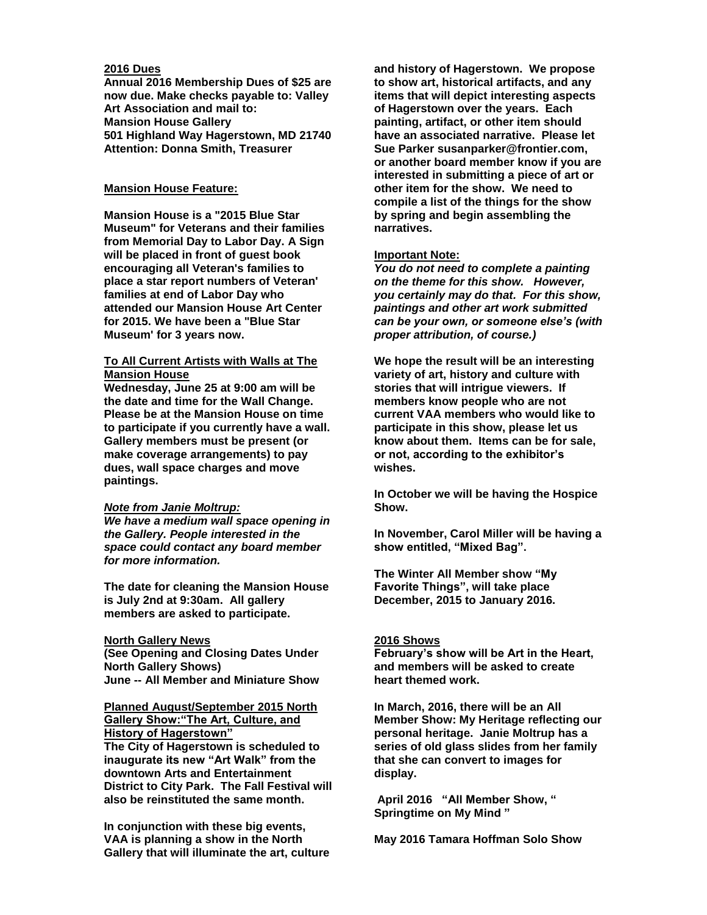**2016 Dues**

**Annual 2016 Membership Dues of $25 are now due. Make checks payable to: Valley Art Association and mail to:**
**Mansion House Gallery**
**501 Highland Way Hagerstown, MD 21740**
**Attention: Donna Smith, Treasurer**

**Mansion House Feature:**

**Mansion House is a "2015 Blue Star Museum" for Veterans and their families from Memorial Day to Labor Day. A Sign will be placed in front of guest book encouraging all Veteran's families to place a star report numbers of Veteran' families at end of Labor Day who attended our Mansion House Art Center for 2015. We have been a "Blue Star Museum' for 3 years now.**

**To All Current Artists with Walls at The Mansion House**

**Wednesday, June 25 at 9:00 am will be the date and time for the Wall Change. Please be at the Mansion House on time to participate if you currently have a wall. Gallery members must be present (or make coverage arrangements) to pay dues, wall space charges and move paintings.**

***Note from Janie Moltrup:***

***We have a medium wall space opening in the Gallery. People interested in the space could contact any board member for more information.***

**The date for cleaning the Mansion House is July 2nd at 9:30am. All gallery members are asked to participate.**

**North Gallery News**

**(See Opening and Closing Dates Under North Gallery Shows)**
**June -- All Member and Miniature Show**

**Planned August/September 2015 North Gallery Show:"The Art, Culture, and History of Hagerstown"**

**The City of Hagerstown is scheduled to inaugurate its new "Art Walk" from the downtown Arts and Entertainment District to City Park. The Fall Festival will also be reinstituted the same month.**

**In conjunction with these big events, VAA is planning a show in the North Gallery that will illuminate the art, culture and history of Hagerstown. We propose to show art, historical artifacts, and any items that will depict interesting aspects of Hagerstown over the years. Each painting, artifact, or other item should have an associated narrative. Please let Sue Parker susanparker@frontier.com, or another board member know if you are interested in submitting a piece of art or other item for the show. We need to compile a list of the things for the show by spring and begin assembling the narratives.**

**Important Note:**

***You do not need to complete a painting on the theme for this show. However, you certainly may do that. For this show, paintings and other art work submitted can be your own, or someone else's (with proper attribution, of course.)***

**We hope the result will be an interesting variety of art, history and culture with stories that will intrigue viewers. If members know people who are not current VAA members who would like to participate in this show, please let us know about them. Items can be for sale, or not, according to the exhibitor's wishes.**

**In October we will be having the Hospice Show.**

**In November, Carol Miller will be having a show entitled, "Mixed Bag".**

**The Winter All Member show "My Favorite Things", will take place December, 2015 to January 2016.**

**2016 Shows**

**February's show will be Art in the Heart, and members will be asked to create heart themed work.**

**In March, 2016, there will be an All Member Show: My Heritage reflecting our personal heritage. Janie Moltrup has a series of old glass slides from her family that she can convert to images for display.**

**April 2016 "All Member Show, " Springtime on My Mind "**

**May 2016 Tamara Hoffman Solo Show**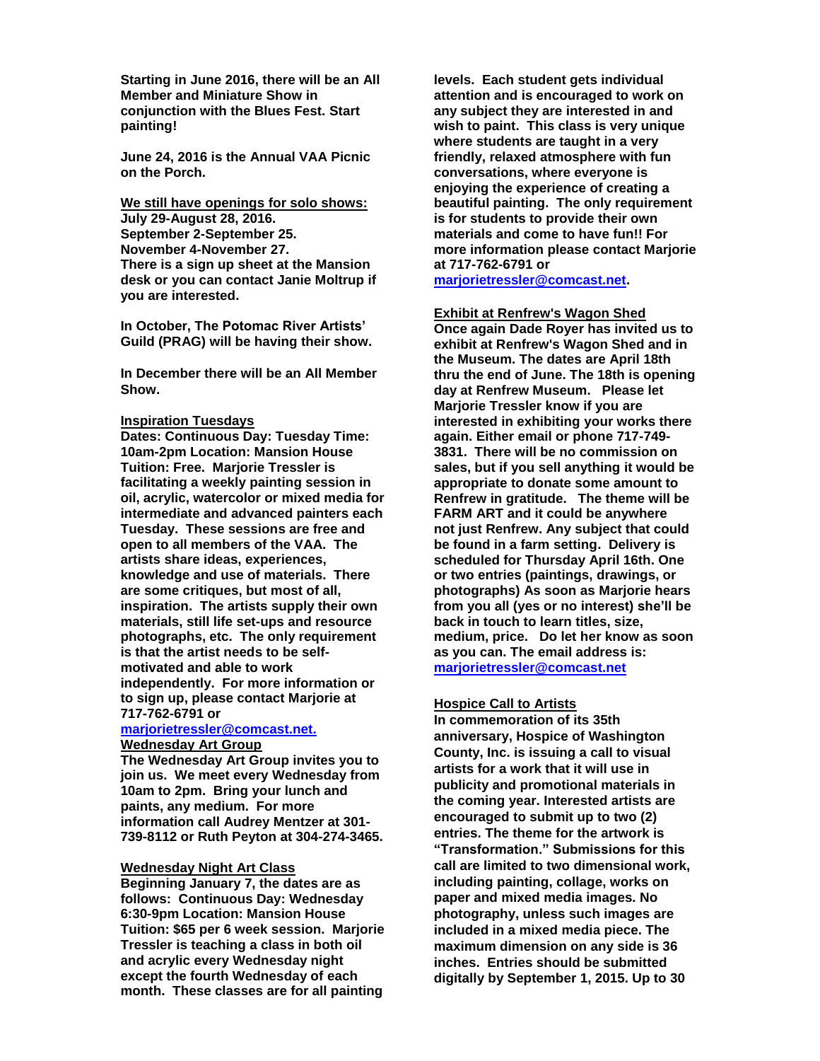**Starting in June 2016, there will be an All Member and Miniature Show in conjunction with the Blues Fest. Start painting!**

**June 24, 2016 is the Annual VAA Picnic on the Porch.**

**We still have openings for solo shows:**
**July 29-August 28, 2016.**
**September 2-September 25.**
**November 4-November 27.**
**There is a sign up sheet at the Mansion desk or you can contact Janie Moltrup if you are interested.**

**In October, The Potomac River Artists' Guild (PRAG) will be having their show.**

**In December there will be an All Member Show.**

### Inspiration Tuesdays

**Dates: Continuous Day: Tuesday Time: 10am-2pm Location: Mansion House Tuition: Free. Marjorie Tressler is facilitating a weekly painting session in oil, acrylic, watercolor or mixed media for intermediate and advanced painters each Tuesday. These sessions are free and open to all members of the VAA. The artists share ideas, experiences, knowledge and use of materials. There are some critiques, but most of all, inspiration. The artists supply their own materials, still life set-ups and resource photographs, etc. The only requirement is that the artist needs to be self-motivated and able to work independently. For more information or to sign up, please contact Marjorie at 717-762-6791 or marjorietressler@comcast.net.**

### Wednesday Art Group

**The Wednesday Art Group invites you to join us. We meet every Wednesday from 10am to 2pm. Bring your lunch and paints, any medium. For more information call Audrey Mentzer at 301-739-8112 or Ruth Peyton at 304-274-3465.**

### Wednesday Night Art Class

**Beginning January 7, the dates are as follows: Continuous Day: Wednesday 6:30-9pm Location: Mansion House Tuition: $65 per 6 week session. Marjorie Tressler is teaching a class in both oil and acrylic every Wednesday night except the fourth Wednesday of each month. These classes are for all painting levels. Each student gets individual attention and is encouraged to work on any subject they are interested in and wish to paint. This class is very unique where students are taught in a very friendly, relaxed atmosphere with fun conversations, where everyone is enjoying the experience of creating a beautiful painting. The only requirement is for students to provide their own materials and come to have fun!! For more information please contact Marjorie at 717-762-6791 or marjorietressler@comcast.net.**

### Exhibit at Renfrew's Wagon Shed

**Once again Dade Royer has invited us to exhibit at Renfrew's Wagon Shed and in the Museum. The dates are April 18th thru the end of June. The 18th is opening day at Renfrew Museum. Please let Marjorie Tressler know if you are interested in exhibiting your works there again. Either email or phone 717-749-3831. There will be no commission on sales, but if you sell anything it would be appropriate to donate some amount to Renfrew in gratitude. The theme will be FARM ART and it could be anywhere not just Renfrew. Any subject that could be found in a farm setting. Delivery is scheduled for Thursday April 16th. One or two entries (paintings, drawings, or photographs) As soon as Marjorie hears from you all (yes or no interest) she'll be back in touch to learn titles, size, medium, price. Do let her know as soon as you can. The email address is: marjorietressler@comcast.net**

### Hospice Call to Artists

**In commemoration of its 35th anniversary, Hospice of Washington County, Inc. is issuing a call to visual artists for a work that it will use in publicity and promotional materials in the coming year. Interested artists are encouraged to submit up to two (2) entries. The theme for the artwork is "Transformation." Submissions for this call are limited to two dimensional work, including painting, collage, works on paper and mixed media images. No photography, unless such images are included in a mixed media piece. The maximum dimension on any side is 36 inches. Entries should be submitted digitally by September 1, 2015. Up to 30**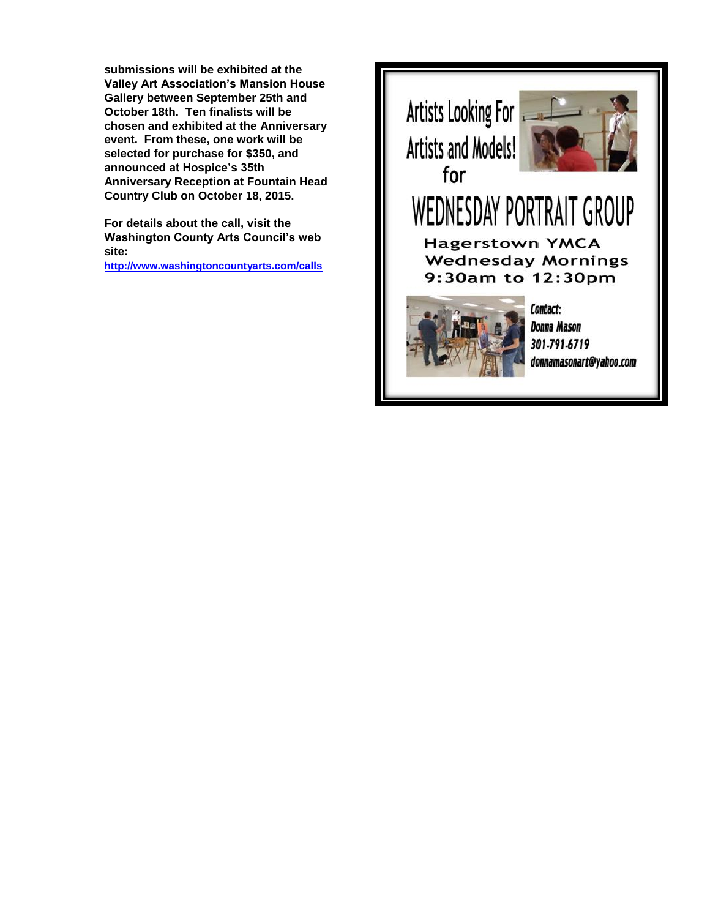**submissions will be exhibited at the Valley Art Association's Mansion House Gallery between September 25th and October 18th. Ten finalists will be chosen and exhibited at the Anniversary event. From these, one work will be selected for purchase for $350, and announced at Hospice's 35th Anniversary Reception at Fountain Head Country Club on October 18, 2015.**

**For details about the call, visit the Washington County Arts Council's web site:**
**[http://www.washingtoncountyarts.com/calls](http://www.washingtoncountyarts.com/calls)**

# Artists Looking For Artists and Models! for

# WEDNESDAY PORTRAIT GROUP

**Hagerstown YMCA**
**Wednesday Mornings**
**9:30am to 12:30pm**

***Contact:***
***Donna Mason***
***301-791-6719***
***donnamasonart@yahoo.com***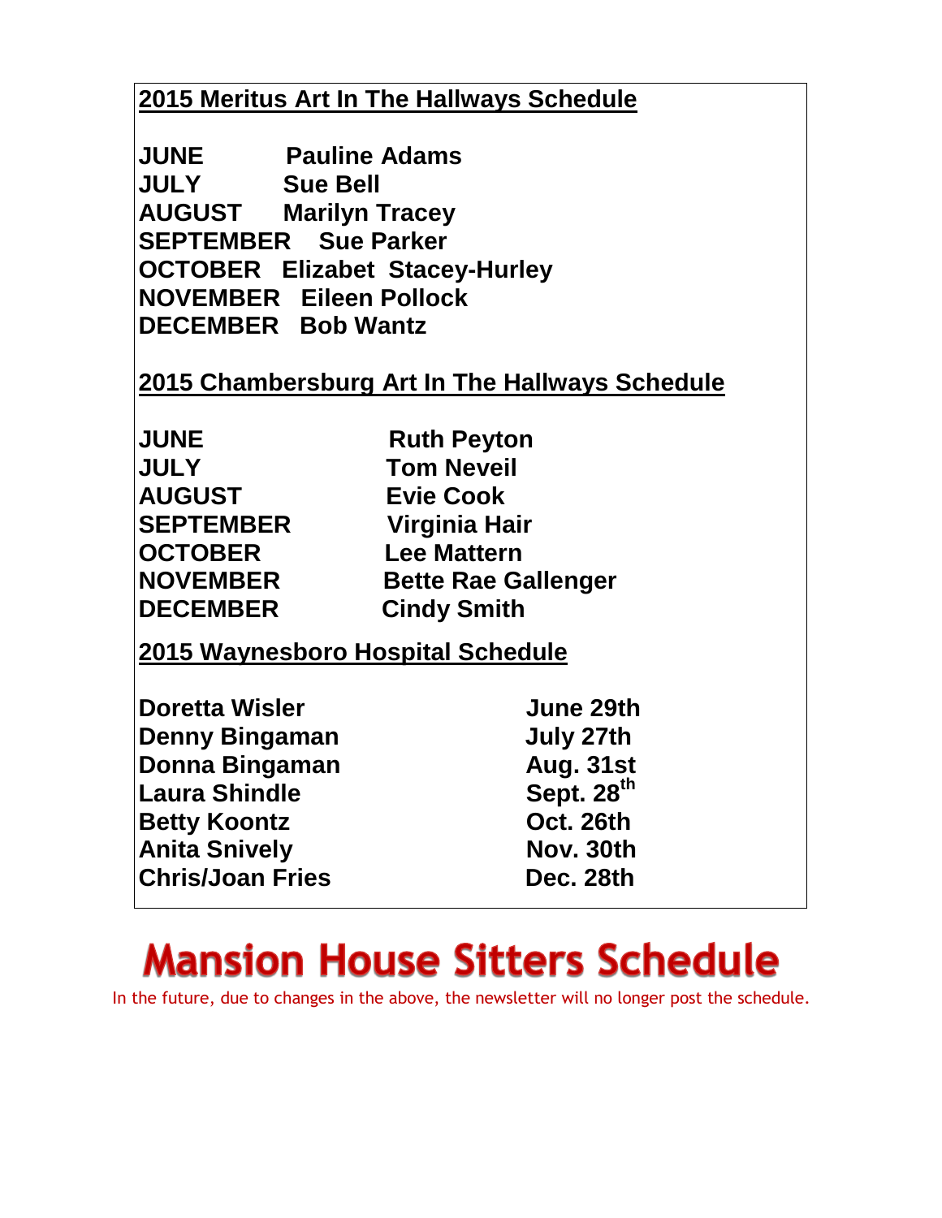## 2015 Meritus Art In The Hallways Schedule

| | |
|---|---|
| **JUNE** | **Pauline Adams** |
| **JULY** | **Sue Bell** |
| **AUGUST** | **Marilyn Tracey** |
| **SEPTEMBER** | **Sue Parker** |
| **OCTOBER** | **Elizabet Stacey-Hurley** |
| **NOVEMBER** | **Eileen Pollock** |
| **DECEMBER** | **Bob Wantz** |

## 2015 Chambersburg Art In The Hallways Schedule

| | |
|---|---|
| **JUNE** | **Ruth Peyton** |
| **JULY** | **Tom Neveil** |
| **AUGUST** | **Evie Cook** |
| **SEPTEMBER** | **Virginia Hair** |
| **OCTOBER** | **Lee Mattern** |
| **NOVEMBER** | **Bette Rae Gallenger** |
| **DECEMBER** | **Cindy Smith** |

## 2015 Waynesboro Hospital Schedule

| | |
|---|---|
| **Doretta Wisler** | **June 29th** |
| **Denny Bingaman** | **July 27th** |
| **Donna Bingaman** | **Aug. 31st** |
| **Laura Shindle** | **Sept. 28th** |
| **Betty Koontz** | **Oct. 26th** |
| **Anita Snively** | **Nov. 30th** |
| **Chris/Joan Fries** | **Dec. 28th** |

# Mansion House Sitters Schedule

In the future, due to changes in the above, the newsletter will no longer post the schedule.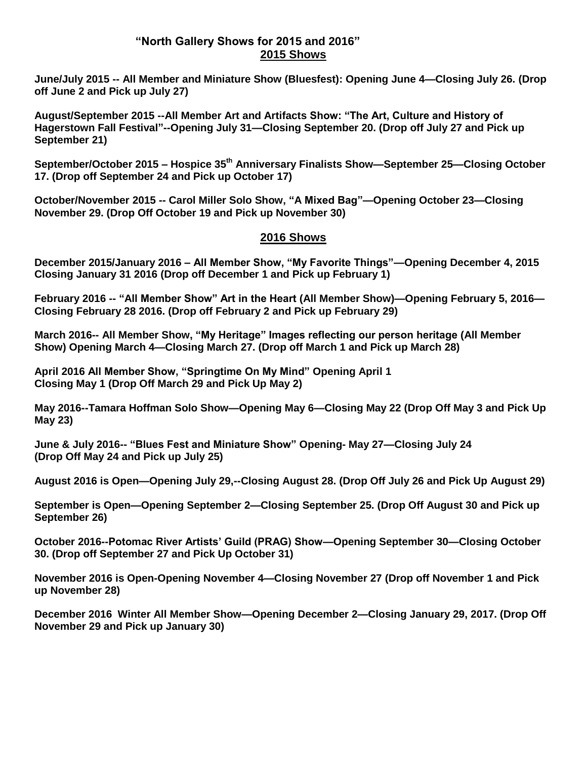## "North Gallery Shows for 2015 and 2016"

## 2015 Shows

**June/July 2015 -- All Member and Miniature Show (Bluesfest): Opening June 4—Closing July 26. (Drop off June 2 and Pick up July 27)**

**August/September 2015 --All Member Art and Artifacts Show: "The Art, Culture and History of Hagerstown Fall Festival"--Opening July 31—Closing September 20. (Drop off July 27 and Pick up September 21)**

**September/October 2015 – Hospice 35th Anniversary Finalists Show—September 25—Closing October 17. (Drop off September 24 and Pick up October 17)**

**October/November 2015 -- Carol Miller Solo Show, "A Mixed Bag"—Opening October 23—Closing November 29. (Drop Off October 19 and Pick up November 30)**

## 2016 Shows

**December 2015/January 2016 – All Member Show, "My Favorite Things"—Opening December 4, 2015 Closing January 31 2016 (Drop off December 1 and Pick up February 1)**

**February 2016 -- "All Member Show" Art in the Heart (All Member Show)—Opening February 5, 2016—Closing February 28 2016. (Drop off February 2 and Pick up February 29)**

**March 2016-- All Member Show, "My Heritage" Images reflecting our person heritage (All Member Show) Opening March 4—Closing March 27. (Drop off March 1 and Pick up March 28)**

**April 2016 All Member Show, "Springtime On My Mind" Opening April 1 Closing May 1 (Drop Off March 29 and Pick Up May 2)**

**May 2016--Tamara Hoffman Solo Show—Opening May 6—Closing May 22 (Drop Off May 3 and Pick Up May 23)**

**June & July 2016-- "Blues Fest and Miniature Show" Opening- May 27—Closing July 24 (Drop Off May 24 and Pick up July 25)**

**August 2016 is Open—Opening July 29,--Closing August 28. (Drop Off July 26 and Pick Up August 29)**

**September is Open—Opening September 2—Closing September 25. (Drop Off August 30 and Pick up September 26)**

**October 2016--Potomac River Artists' Guild (PRAG) Show—Opening September 30—Closing October 30. (Drop off September 27 and Pick Up October 31)**

**November 2016 is Open-Opening November 4—Closing November 27 (Drop off November 1 and Pick up November 28)**

**December 2016 Winter All Member Show—Opening December 2—Closing January 29, 2017. (Drop Off November 29 and Pick up January 30)**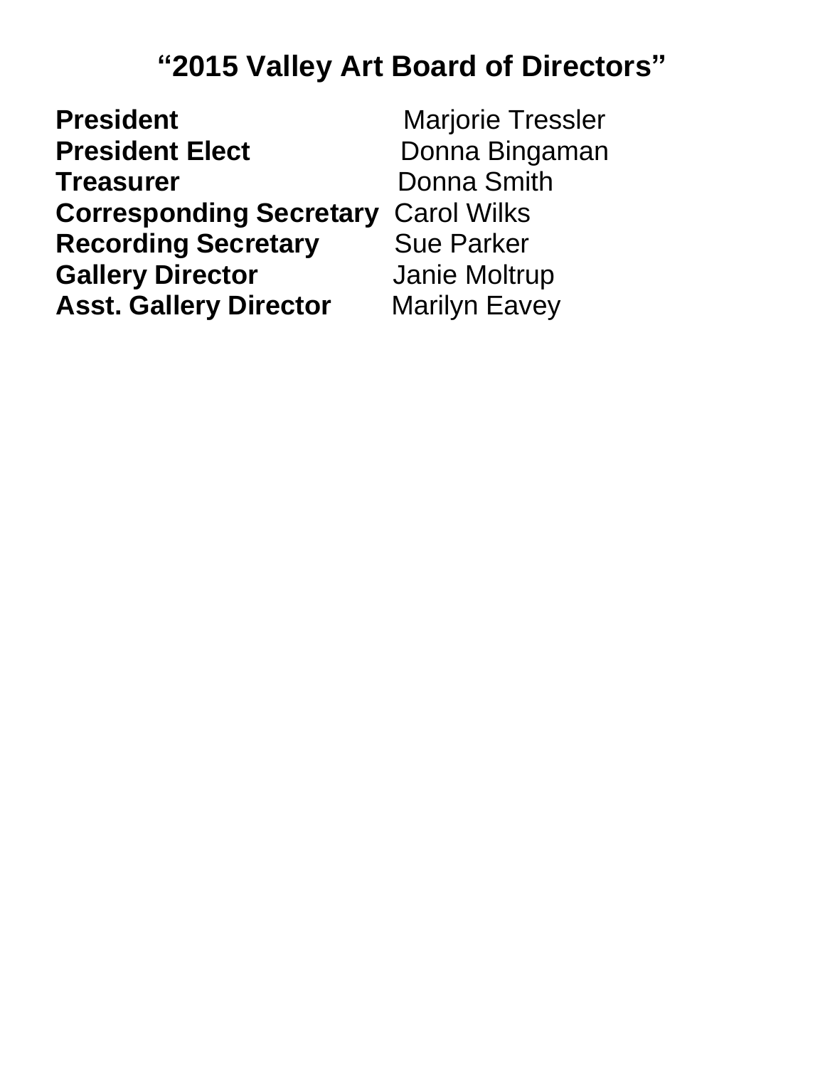# "2015 Valley Art Board of Directors"

**President** Marjorie Tressler
**President Elect** Donna Bingaman
**Treasurer** Donna Smith
**Corresponding Secretary** Carol Wilks
**Recording Secretary** Sue Parker
**Gallery Director** Janie Moltrup
**Asst. Gallery Director** Marilyn Eavey